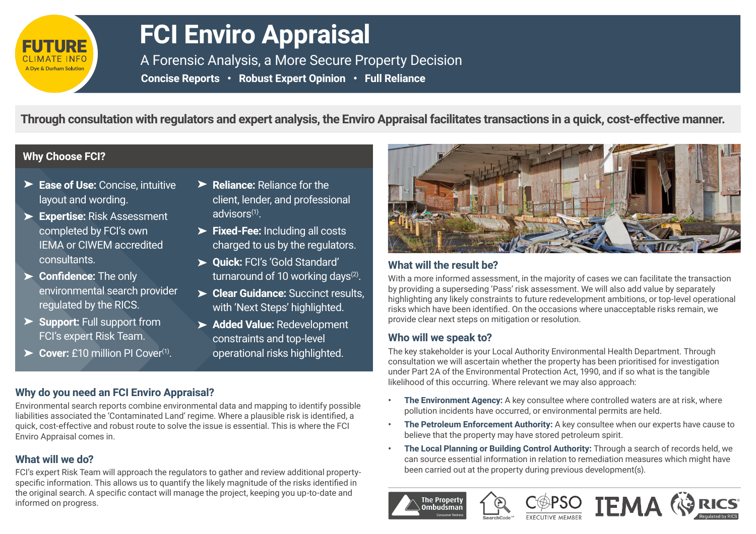FUTURE CLIMATE INFO
A Dye & Durham Solution

# FCI Enviro Appraisal

A Forensic Analysis, a More Secure Property Decision

**Concise Reports • Robust Expert Opinion • Full Reliance**

**Through consultation with regulators and expert analysis, the Enviro Appraisal facilitates transactions in a quick, cost-effective manner.**

## Why Choose FCI?

- **Ease of Use:** Concise, intuitive layout and wording.
- **Expertise:** Risk Assessment completed by FCI's own IEMA or CIWEM accredited consultants.
- **Confidence:** The only environmental search provider regulated by the RICS.
- **Support:** Full support from FCI's expert Risk Team.
- **Cover:** £10 million PI Cover[1].
- **Reliance:** Reliance for the client, lender, and professional advisors[1].
- **Fixed-Fee:** Including all costs charged to us by the regulators.
- **Quick:** FCI's 'Gold Standard' turnaround of 10 working days[2].
- **Clear Guidance:** Succinct results, with 'Next Steps' highlighted.
- **Added Value:** Redevelopment constraints and top-level operational risks highlighted.

## Why do you need an FCI Enviro Appraisal?

Environmental search reports combine environmental data and mapping to identify possible liabilities associated the 'Contaminated Land' regime. Where a plausible risk is identified, a quick, cost-effective and robust route to solve the issue is essential. This is where the FCI Enviro Appraisal comes in.

## What will we do?

FCI's expert Risk Team will approach the regulators to gather and review additional property-specific information. This allows us to quantify the likely magnitude of the risks identified in the original search. A specific contact will manage the project, keeping you up-to-date and informed on progress.

## What will the result be?

With a more informed assessment, in the majority of cases we can facilitate the transaction by providing a superseding 'Pass' risk assessment. We will also add value by separately highlighting any likely constraints to future redevelopment ambitions, or top-level operational risks which have been identified. On the occasions where unacceptable risks remain, we provide clear next steps on mitigation or resolution.

## Who will we speak to?

The key stakeholder is your Local Authority Environmental Health Department. Through consultation we will ascertain whether the property has been prioritised for investigation under Part 2A of the Environmental Protection Act, 1990, and if so what is the tangible likelihood of this occurring. Where relevant we may also approach:

- **The Environment Agency:** A key consultee where controlled waters are at risk, where pollution incidents have occurred, or environmental permits are held.
- **The Petroleum Enforcement Authority:** A key consultee when our experts have cause to believe that the property may have stored petroleum spirit.
- **The Local Planning or Building Control Authority:** Through a search of records held, we can source essential information in relation to remediation measures which might have been carried out at the property during previous development(s).

The Property Ombudsman · SearchCode · COPSO Executive Member · IEMA · RICS Regulated by RICS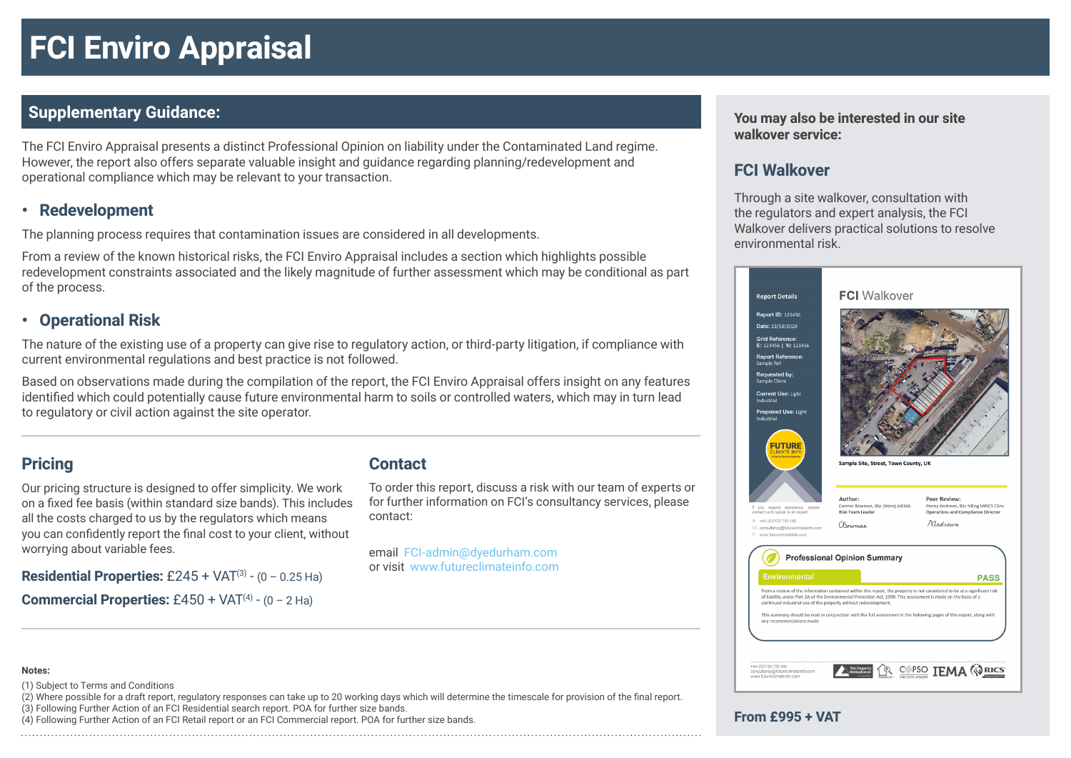# FCI Enviro Appraisal

## Supplementary Guidance:

The FCI Enviro Appraisal presents a distinct Professional Opinion on liability under the Contaminated Land regime. However, the report also offers separate valuable insight and guidance regarding planning/redevelopment and operational compliance which may be relevant to your transaction.

### • Redevelopment

The planning process requires that contamination issues are considered in all developments.

From a review of the known historical risks, the FCI Enviro Appraisal includes a section which highlights possible redevelopment constraints associated and the likely magnitude of further assessment which may be conditional as part of the process.

### • Operational Risk

The nature of the existing use of a property can give rise to regulatory action, or third-party litigation, if compliance with current environmental regulations and best practice is not followed.

Based on observations made during the compilation of the report, the FCI Enviro Appraisal offers insight on any features identified which could potentially cause future environmental harm to soils or controlled waters, which may in turn lead to regulatory or civil action against the site operator.

## Pricing

Our pricing structure is designed to offer simplicity. We work on a fixed fee basis (within standard size bands). This includes all the costs charged to us by the regulators which means you can confidently report the final cost to your client, without worrying about variable fees.

**Residential Properties:** £245 + VAT[3] - (0 – 0.25 Ha)

**Commercial Properties:** £450 + VAT[4] - (0 – 2 Ha)

## Contact

To order this report, discuss a risk with our team of experts or for further information on FCI's consultancy services, please contact:

email FCI-admin@dyedurham.com
or visit www.futureclimateinfo.com

**Notes:**

(1) Subject to Terms and Conditions
(2) Where possible for a draft report, regulatory responses can take up to 20 working days which will determine the timescale for provision of the final report.
(3) Following Further Action of an FCI Residential search report. POA for further size bands.
(4) Following Further Action of an FCI Retail report or an FCI Commercial report. POA for further size bands.

**You may also be interested in our site walkover service:**

## FCI Walkover

Through a site walkover, consultation with the regulators and expert analysis, the FCI Walkover delivers practical solutions to resolve environmental risk.

**From £995 + VAT**